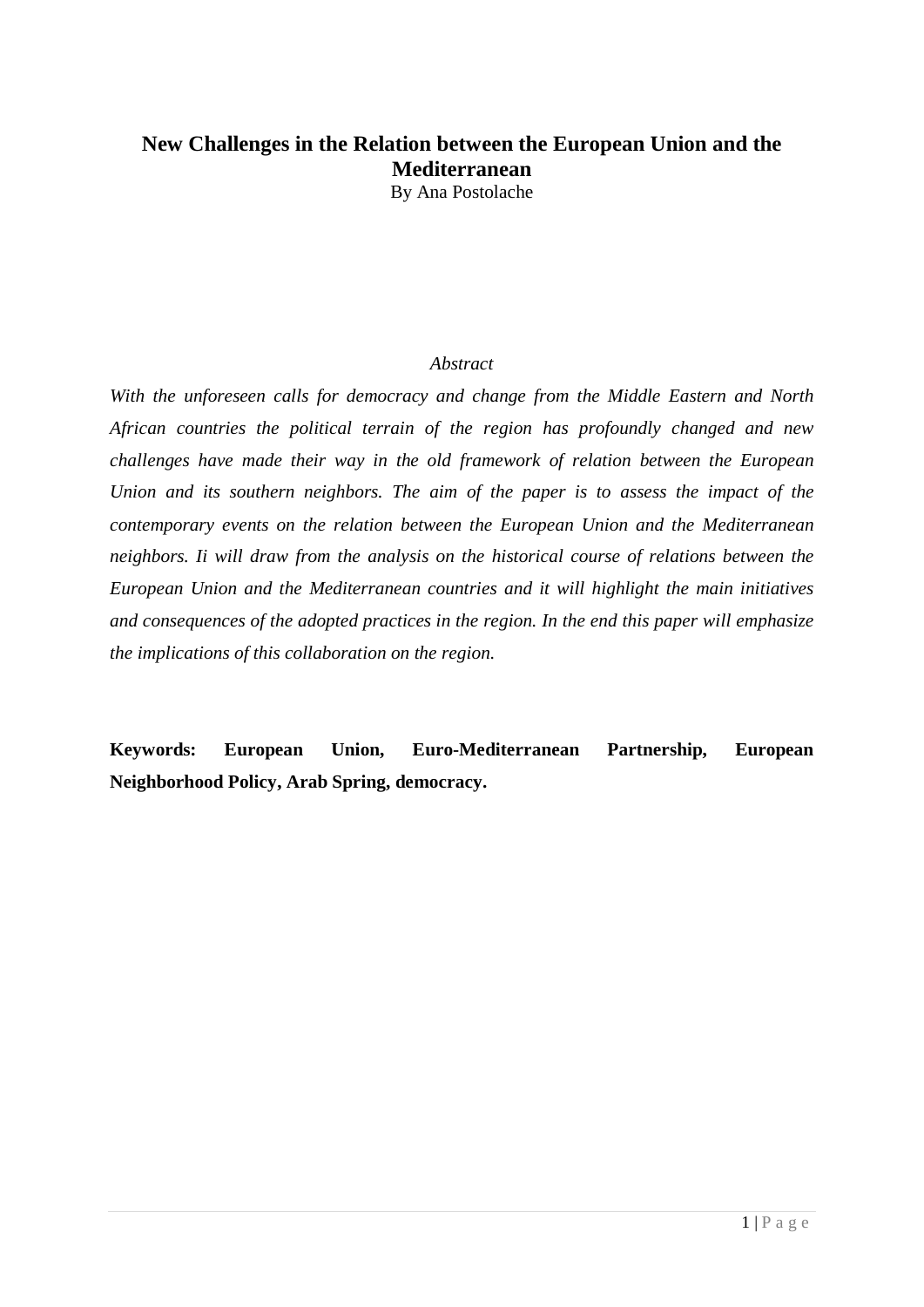# New Challenges in the Relation between the European Union and the Mediterranean

By Ana Postolache

*Abstract*

*With the unforeseen calls for democracy and change from the Middle Eastern and North African countries the political terrain of the region has profoundly changed and new challenges have made their way in the old framework of relation between the European Union and its southern neighbors. The aim of the paper is to assess the impact of the contemporary events on the relation between the European Union and the Mediterranean neighbors. Ii will draw from the analysis on the historical course of relations between the European Union and the Mediterranean countries and it will highlight the main initiatives and consequences of the adopted practices in the region. In the end this paper will emphasize the implications of this collaboration on the region.*

**Keywords: European Union, Euro-Mediterranean Partnership, European Neighborhood Policy, Arab Spring, democracy.**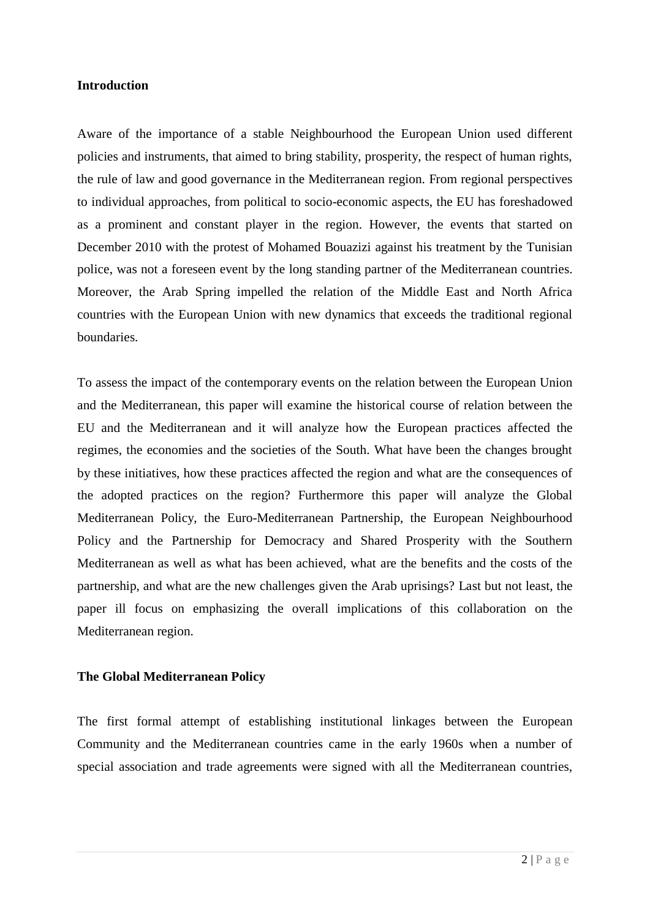## Introduction

Aware of the importance of a stable Neighbourhood the European Union used different policies and instruments, that aimed to bring stability, prosperity, the respect of human rights, the rule of law and good governance in the Mediterranean region. From regional perspectives to individual approaches, from political to socio-economic aspects, the EU has foreshadowed as a prominent and constant player in the region. However, the events that started on December 2010 with the protest of Mohamed Bouazizi against his treatment by the Tunisian police, was not a foreseen event by the long standing partner of the Mediterranean countries. Moreover, the Arab Spring impelled the relation of the Middle East and North Africa countries with the European Union with new dynamics that exceeds the traditional regional boundaries.

To assess the impact of the contemporary events on the relation between the European Union and the Mediterranean, this paper will examine the historical course of relation between the EU and the Mediterranean and it will analyze how the European practices affected the regimes, the economies and the societies of the South. What have been the changes brought by these initiatives, how these practices affected the region and what are the consequences of the adopted practices on the region? Furthermore this paper will analyze the Global Mediterranean Policy, the Euro-Mediterranean Partnership, the European Neighbourhood Policy and the Partnership for Democracy and Shared Prosperity with the Southern Mediterranean as well as what has been achieved, what are the benefits and the costs of the partnership, and what are the new challenges given the Arab uprisings? Last but not least, the paper ill focus on emphasizing the overall implications of this collaboration on the Mediterranean region.

## The Global Mediterranean Policy

The first formal attempt of establishing institutional linkages between the European Community and the Mediterranean countries came in the early 1960s when a number of special association and trade agreements were signed with all the Mediterranean countries,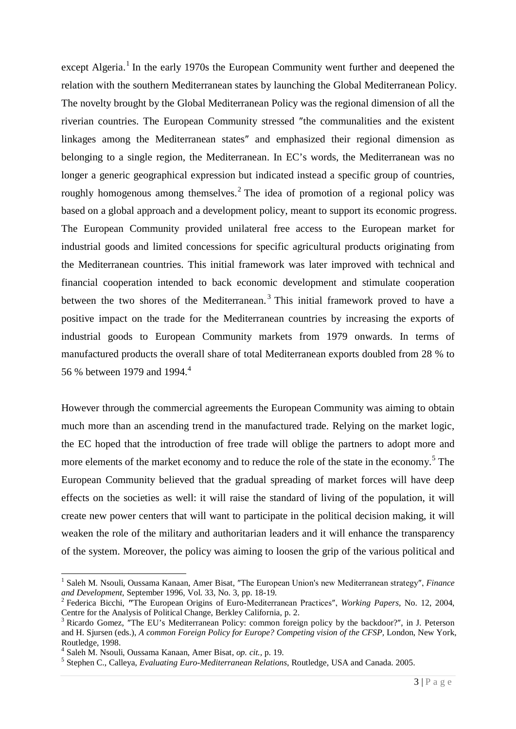except Algeria.[1] In the early 1970s the European Community went further and deepened the relation with the southern Mediterranean states by launching the Global Mediterranean Policy. The novelty brought by the Global Mediterranean Policy was the regional dimension of all the riverian countries. The European Community stressed ″the communalities and the existent linkages among the Mediterranean states″ and emphasized their regional dimension as belonging to a single region, the Mediterranean. In EC's words, the Mediterranean was no longer a generic geographical expression but indicated instead a specific group of countries, roughly homogenous among themselves.[2] The idea of promotion of a regional policy was based on a global approach and a development policy, meant to support its economic progress. The European Community provided unilateral free access to the European market for industrial goods and limited concessions for specific agricultural products originating from the Mediterranean countries. This initial framework was later improved with technical and financial cooperation intended to back economic development and stimulate cooperation between the two shores of the Mediterranean.[3] This initial framework proved to have a positive impact on the trade for the Mediterranean countries by increasing the exports of industrial goods to European Community markets from 1979 onwards. In terms of manufactured products the overall share of total Mediterranean exports doubled from 28 % to 56 % between 1979 and 1994.[4]

However through the commercial agreements the European Community was aiming to obtain much more than an ascending trend in the manufactured trade. Relying on the market logic, the EC hoped that the introduction of free trade will oblige the partners to adopt more and more elements of the market economy and to reduce the role of the state in the economy.[5] The European Community believed that the gradual spreading of market forces will have deep effects on the societies as well: it will raise the standard of living of the population, it will create new power centers that will want to participate in the political decision making, it will weaken the role of the military and authoritarian leaders and it will enhance the transparency of the system. Moreover, the policy was aiming to loosen the grip of the various political and

---

[1] Saleh M. Nsouli, Oussama Kanaan, Amer Bisat, ″The European Union's new Mediterranean strategy″, *Finance and Development*, September 1996, Vol. 33, No. 3, pp. 18-19.

[2] Federica Bicchi, ″The European Origins of Euro-Mediterranean Practices″, *Working Papers*, No. 12, 2004, Centre for the Analysis of Political Change, Berkley California, p. 2.

[3] Ricardo Gomez, ″The EU's Mediterranean Policy: common foreign policy by the backdoor?″, in J. Peterson and H. Sjursen (eds.), *A common Foreign Policy for Europe? Competing vision of the CFSP*, London, New York, Routledge, 1998.

[4] Saleh M. Nsouli, Oussama Kanaan, Amer Bisat, *op. cit.*, p. 19.

[5] Stephen C., Calleya, *Evaluating Euro-Mediterranean Relations*, Routledge, USA and Canada. 2005.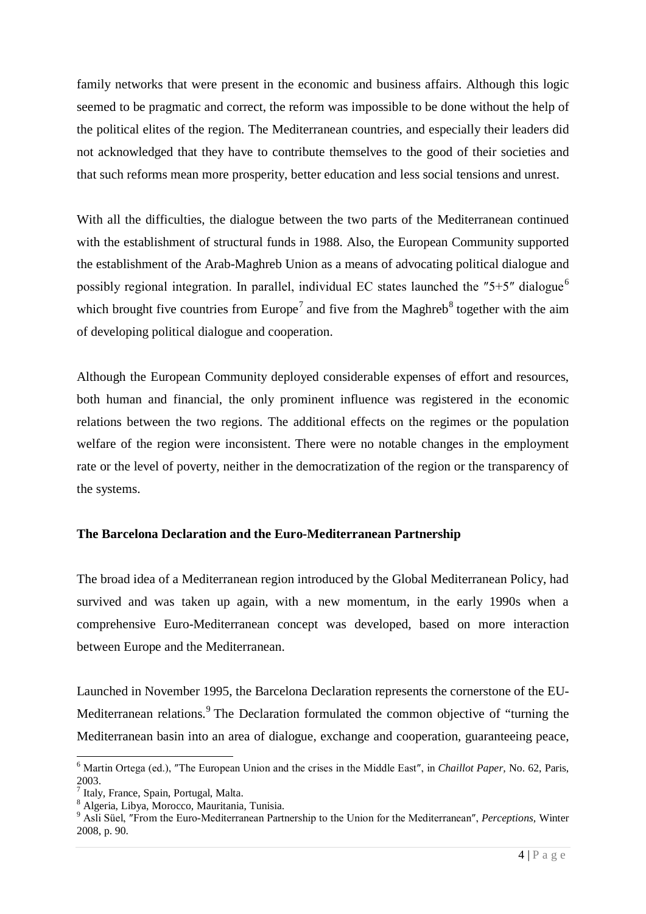family networks that were present in the economic and business affairs. Although this logic seemed to be pragmatic and correct, the reform was impossible to be done without the help of the political elites of the region. The Mediterranean countries, and especially their leaders did not acknowledged that they have to contribute themselves to the good of their societies and that such reforms mean more prosperity, better education and less social tensions and unrest.

With all the difficulties, the dialogue between the two parts of the Mediterranean continued with the establishment of structural funds in 1988. Also, the European Community supported the establishment of the Arab-Maghreb Union as a means of advocating political dialogue and possibly regional integration. In parallel, individual EC states launched the ″5+5″ dialogue[6] which brought five countries from Europe[7] and five from the Maghreb[8] together with the aim of developing political dialogue and cooperation.

Although the European Community deployed considerable expenses of effort and resources, both human and financial, the only prominent influence was registered in the economic relations between the two regions. The additional effects on the regimes or the population welfare of the region were inconsistent. There were no notable changes in the employment rate or the level of poverty, neither in the democratization of the region or the transparency of the systems.

### The Barcelona Declaration and the Euro-Mediterranean Partnership

The broad idea of a Mediterranean region introduced by the Global Mediterranean Policy, had survived and was taken up again, with a new momentum, in the early 1990s when a comprehensive Euro-Mediterranean concept was developed, based on more interaction between Europe and the Mediterranean.

Launched in November 1995, the Barcelona Declaration represents the cornerstone of the EU-Mediterranean relations.[9] The Declaration formulated the common objective of "turning the Mediterranean basin into an area of dialogue, exchange and cooperation, guaranteeing peace,

---

[6] Martin Ortega (ed.), ″The European Union and the crises in the Middle East″, in *Chaillot Paper,* No. 62, Paris, 2003.

[7] Italy, France, Spain, Portugal, Malta.

[8] Algeria, Libya, Morocco, Mauritania, Tunisia.

[9] Asli Süel, ″From the Euro-Mediterranean Partnership to the Union for the Mediterranean″, *Perceptions,* Winter 2008, p. 90.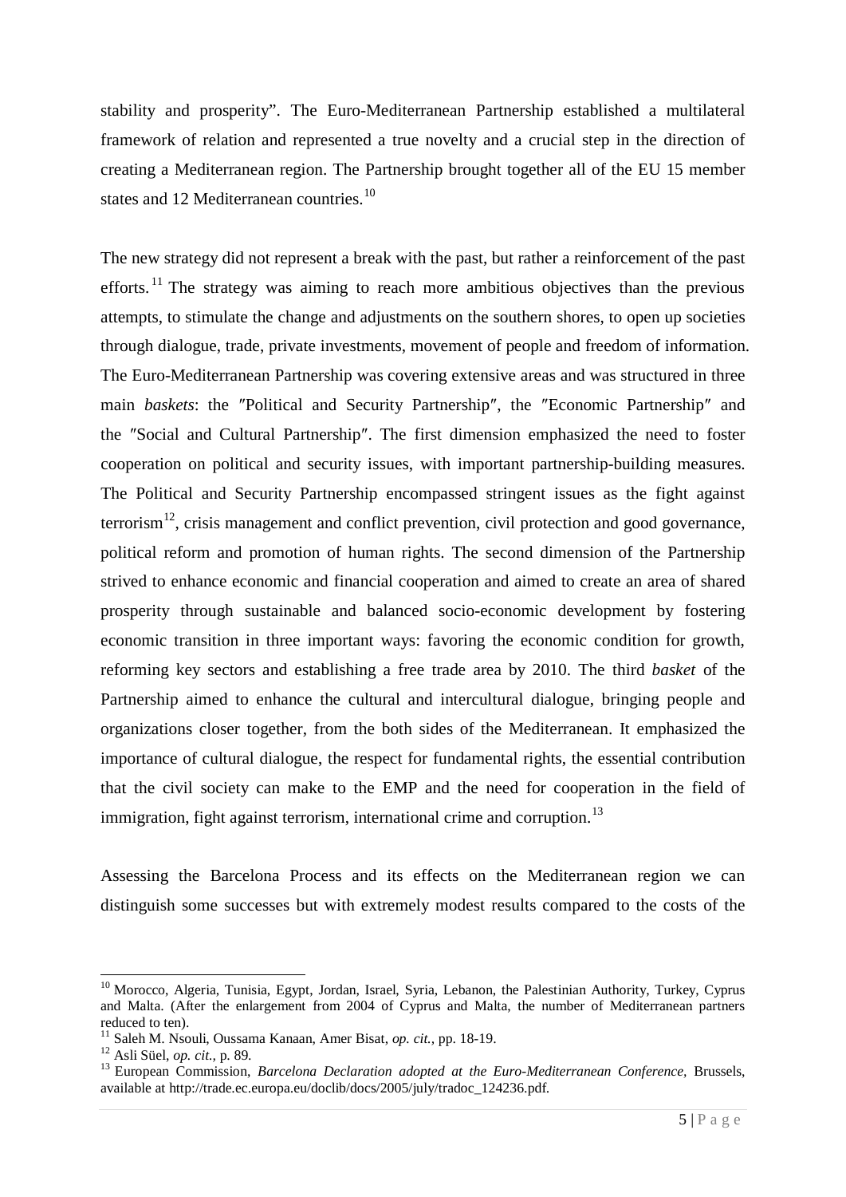stability and prosperity". The Euro-Mediterranean Partnership established a multilateral framework of relation and represented a true novelty and a crucial step in the direction of creating a Mediterranean region. The Partnership brought together all of the EU 15 member states and 12 Mediterranean countries.[10]

The new strategy did not represent a break with the past, but rather a reinforcement of the past efforts.[11] The strategy was aiming to reach more ambitious objectives than the previous attempts, to stimulate the change and adjustments on the southern shores, to open up societies through dialogue, trade, private investments, movement of people and freedom of information. The Euro-Mediterranean Partnership was covering extensive areas and was structured in three main *baskets*: the ″Political and Security Partnership″, the ″Economic Partnership″ and the ″Social and Cultural Partnership″. The first dimension emphasized the need to foster cooperation on political and security issues, with important partnership-building measures. The Political and Security Partnership encompassed stringent issues as the fight against terrorism[12], crisis management and conflict prevention, civil protection and good governance, political reform and promotion of human rights. The second dimension of the Partnership strived to enhance economic and financial cooperation and aimed to create an area of shared prosperity through sustainable and balanced socio-economic development by fostering economic transition in three important ways: favoring the economic condition for growth, reforming key sectors and establishing a free trade area by 2010. The third *basket* of the Partnership aimed to enhance the cultural and intercultural dialogue, bringing people and organizations closer together, from the both sides of the Mediterranean. It emphasized the importance of cultural dialogue, the respect for fundamental rights, the essential contribution that the civil society can make to the EMP and the need for cooperation in the field of immigration, fight against terrorism, international crime and corruption.[13]

Assessing the Barcelona Process and its effects on the Mediterranean region we can distinguish some successes but with extremely modest results compared to the costs of the

---

[10] Morocco, Algeria, Tunisia, Egypt, Jordan, Israel, Syria, Lebanon, the Palestinian Authority, Turkey, Cyprus and Malta. (After the enlargement from 2004 of Cyprus and Malta, the number of Mediterranean partners reduced to ten).

[11] Saleh M. Nsouli, Oussama Kanaan, Amer Bisat, *op. cit.*, pp. 18-19.

[12] Asli Süel, *op. cit.*, p. 89.

[13] European Commission, *Barcelona Declaration adopted at the Euro-Mediterranean Conference*, Brussels, available at http://trade.ec.europa.eu/doclib/docs/2005/july/tradoc_124236.pdf.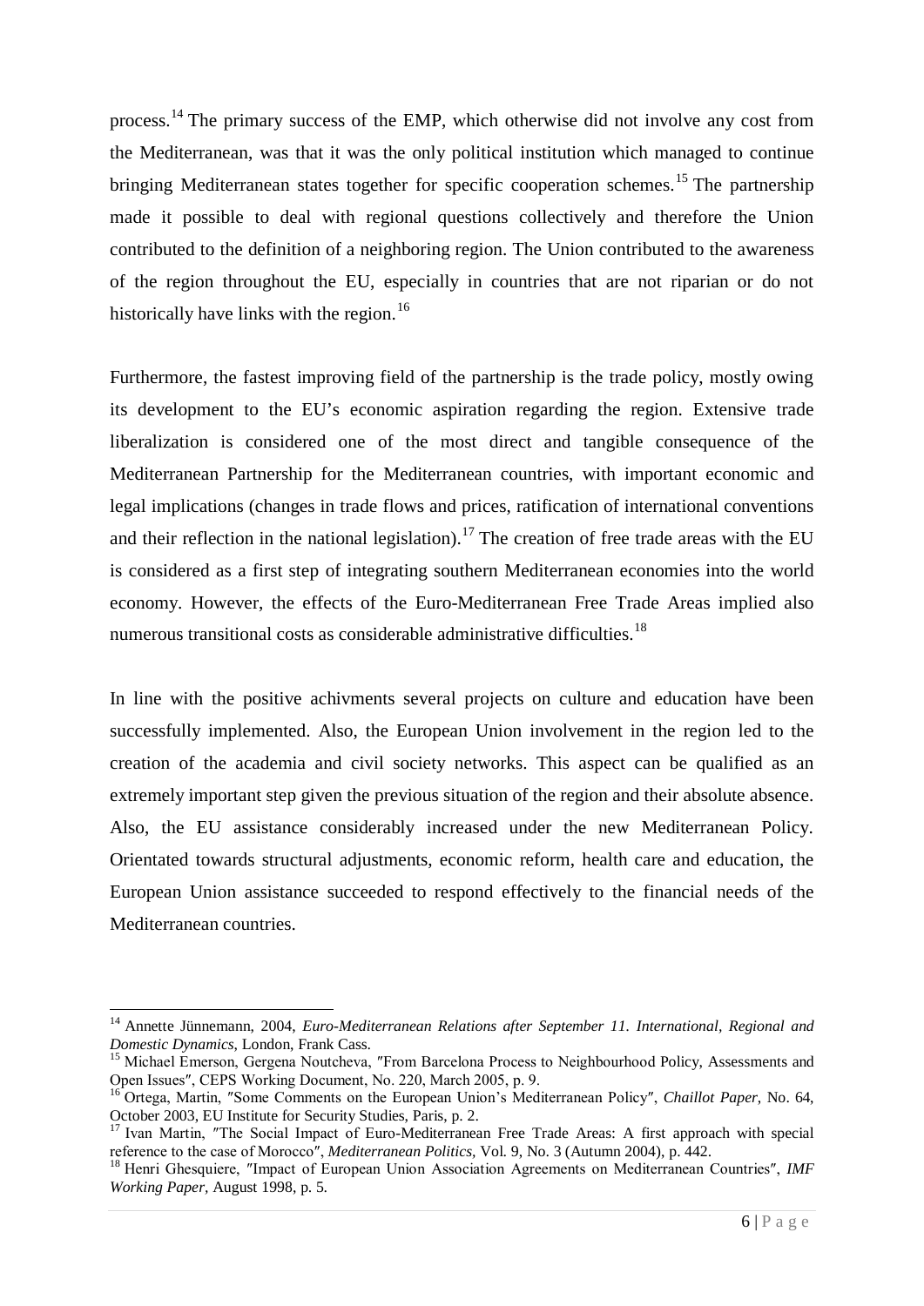process.[14] The primary success of the EMP, which otherwise did not involve any cost from the Mediterranean, was that it was the only political institution which managed to continue bringing Mediterranean states together for specific cooperation schemes.[15] The partnership made it possible to deal with regional questions collectively and therefore the Union contributed to the definition of a neighboring region. The Union contributed to the awareness of the region throughout the EU, especially in countries that are not riparian or do not historically have links with the region.[16]

Furthermore, the fastest improving field of the partnership is the trade policy, mostly owing its development to the EU's economic aspiration regarding the region. Extensive trade liberalization is considered one of the most direct and tangible consequence of the Mediterranean Partnership for the Mediterranean countries, with important economic and legal implications (changes in trade flows and prices, ratification of international conventions and their reflection in the national legislation).[17] The creation of free trade areas with the EU is considered as a first step of integrating southern Mediterranean economies into the world economy. However, the effects of the Euro-Mediterranean Free Trade Areas implied also numerous transitional costs as considerable administrative difficulties.[18]

In line with the positive achivments several projects on culture and education have been successfully implemented. Also, the European Union involvement in the region led to the creation of the academia and civil society networks. This aspect can be qualified as an extremely important step given the previous situation of the region and their absolute absence. Also, the EU assistance considerably increased under the new Mediterranean Policy. Orientated towards structural adjustments, economic reform, health care and education, the European Union assistance succeeded to respond effectively to the financial needs of the Mediterranean countries.

---

[14] Annette Jünnemann, 2004, *Euro-Mediterranean Relations after September 11. International, Regional and Domestic Dynamics*, London, Frank Cass.

[15] Michael Emerson, Gergena Noutcheva, ″From Barcelona Process to Neighbourhood Policy, Assessments and Open Issues″, CEPS Working Document, No. 220, March 2005, p. 9.

[16] Ortega, Martin, ″Some Comments on the European Union's Mediterranean Policy″, *Chaillot Paper*, No. 64, October 2003, EU Institute for Security Studies, Paris, p. 2.

[17] Ivan Martin, ″The Social Impact of Euro-Mediterranean Free Trade Areas: A first approach with special reference to the case of Morocco″, *Mediterranean Politics*, Vol. 9, No. 3 (Autumn 2004), p. 442.

[18] Henri Ghesquiere, ″Impact of European Union Association Agreements on Mediterranean Countries″, *IMF Working Paper*, August 1998, p. 5.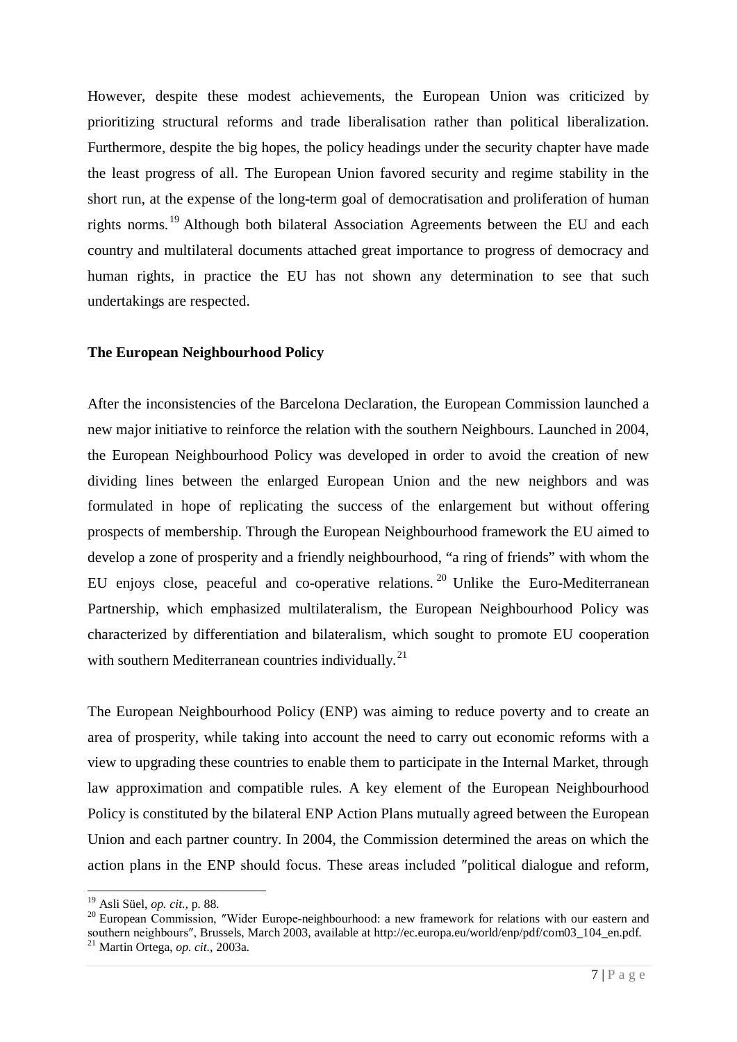However, despite these modest achievements, the European Union was criticized by prioritizing structural reforms and trade liberalisation rather than political liberalization. Furthermore, despite the big hopes, the policy headings under the security chapter have made the least progress of all. The European Union favored security and regime stability in the short run, at the expense of the long-term goal of democratisation and proliferation of human rights norms.[19] Although both bilateral Association Agreements between the EU and each country and multilateral documents attached great importance to progress of democracy and human rights, in practice the EU has not shown any determination to see that such undertakings are respected.

**The European Neighbourhood Policy**

After the inconsistencies of the Barcelona Declaration, the European Commission launched a new major initiative to reinforce the relation with the southern Neighbours. Launched in 2004, the European Neighbourhood Policy was developed in order to avoid the creation of new dividing lines between the enlarged European Union and the new neighbors and was formulated in hope of replicating the success of the enlargement but without offering prospects of membership. Through the European Neighbourhood framework the EU aimed to develop a zone of prosperity and a friendly neighbourhood, "a ring of friends" with whom the EU enjoys close, peaceful and co-operative relations.[20] Unlike the Euro-Mediterranean Partnership, which emphasized multilateralism, the European Neighbourhood Policy was characterized by differentiation and bilateralism, which sought to promote EU cooperation with southern Mediterranean countries individually.[21]

The European Neighbourhood Policy (ENP) was aiming to reduce poverty and to create an area of prosperity, while taking into account the need to carry out economic reforms with a view to upgrading these countries to enable them to participate in the Internal Market, through law approximation and compatible rules. A key element of the European Neighbourhood Policy is constituted by the bilateral ENP Action Plans mutually agreed between the European Union and each partner country. In 2004, the Commission determined the areas on which the action plans in the ENP should focus. These areas included ″political dialogue and reform,

---

[19] Asli Süel, *op. cit.*, p. 88.

[20] European Commission, ″Wider Europe-neighbourhood: a new framework for relations with our eastern and southern neighbours″, Brussels, March 2003, available at http://ec.europa.eu/world/enp/pdf/com03_104_en.pdf.

[21] Martin Ortega, *op. cit.*, 2003a.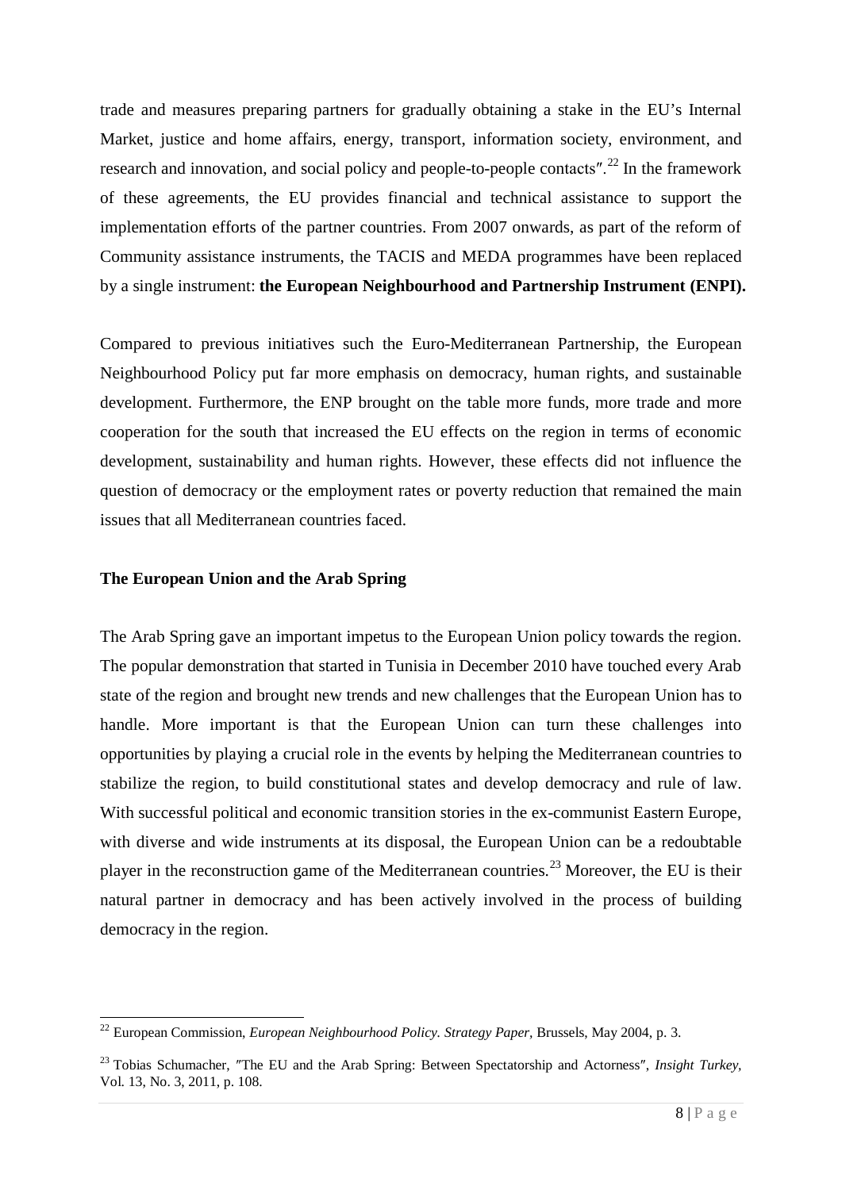trade and measures preparing partners for gradually obtaining a stake in the EU's Internal Market, justice and home affairs, energy, transport, information society, environment, and research and innovation, and social policy and people-to-people contacts″.[22] In the framework of these agreements, the EU provides financial and technical assistance to support the implementation efforts of the partner countries. From 2007 onwards, as part of the reform of Community assistance instruments, the TACIS and MEDA programmes have been replaced by a single instrument: **the European Neighbourhood and Partnership Instrument (ENPI).**

Compared to previous initiatives such the Euro-Mediterranean Partnership, the European Neighbourhood Policy put far more emphasis on democracy, human rights, and sustainable development. Furthermore, the ENP brought on the table more funds, more trade and more cooperation for the south that increased the EU effects on the region in terms of economic development, sustainability and human rights. However, these effects did not influence the question of democracy or the employment rates or poverty reduction that remained the main issues that all Mediterranean countries faced.

### The European Union and the Arab Spring

The Arab Spring gave an important impetus to the European Union policy towards the region. The popular demonstration that started in Tunisia in December 2010 have touched every Arab state of the region and brought new trends and new challenges that the European Union has to handle. More important is that the European Union can turn these challenges into opportunities by playing a crucial role in the events by helping the Mediterranean countries to stabilize the region, to build constitutional states and develop democracy and rule of law. With successful political and economic transition stories in the ex-communist Eastern Europe, with diverse and wide instruments at its disposal, the European Union can be a redoubtable player in the reconstruction game of the Mediterranean countries.[23] Moreover, the EU is their natural partner in democracy and has been actively involved in the process of building democracy in the region.

---

[22] European Commission, *European Neighbourhood Policy. Strategy Paper,* Brussels, May 2004, p. 3.

[23] Tobias Schumacher, ″The EU and the Arab Spring: Between Spectatorship and Actorness″, *Insight Turkey,* Vol. 13, No. 3, 2011, p. 108.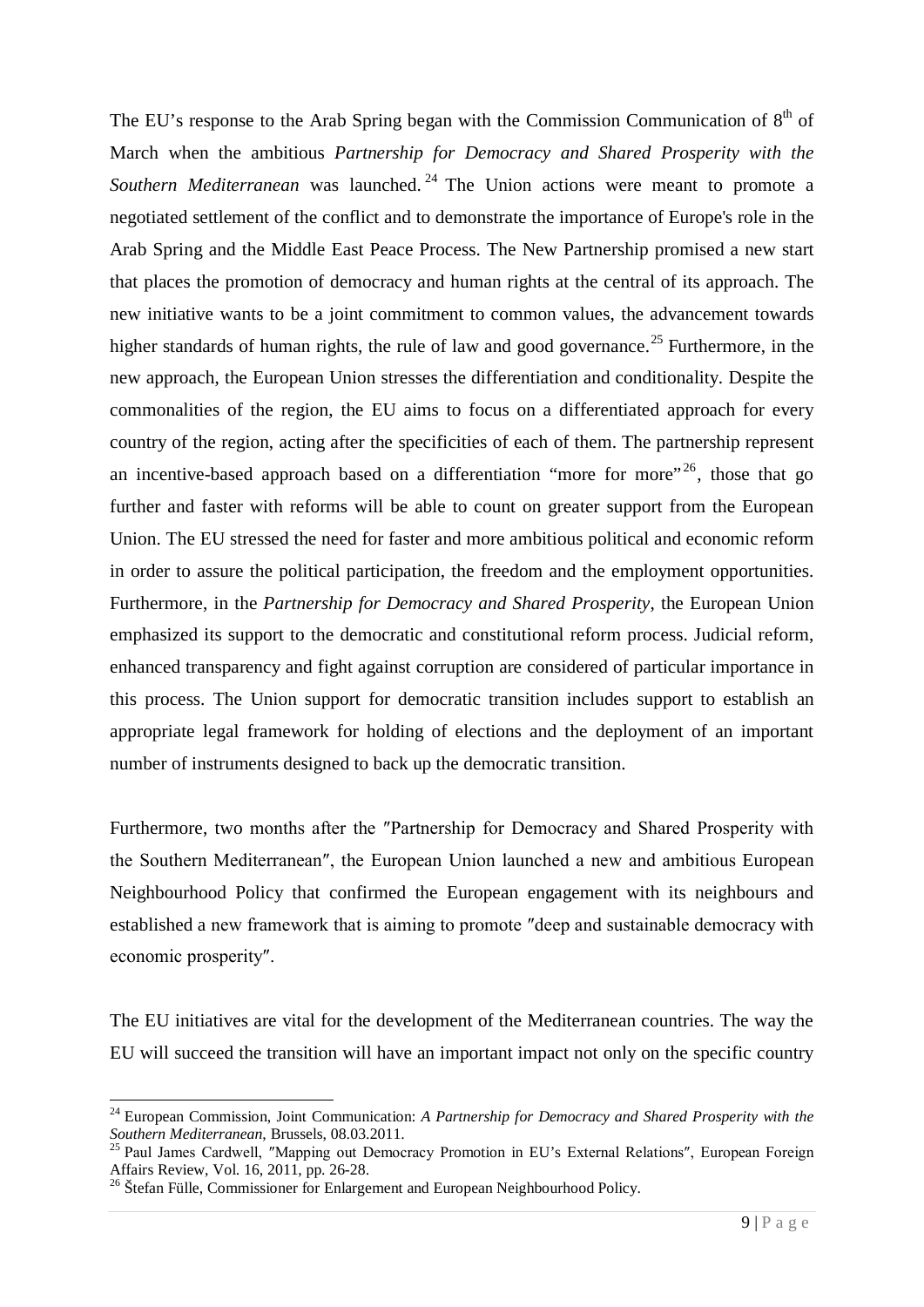The EU's response to the Arab Spring began with the Commission Communication of 8th of March when the ambitious *Partnership for Democracy and Shared Prosperity with the Southern Mediterranean* was launched.[24] The Union actions were meant to promote a negotiated settlement of the conflict and to demonstrate the importance of Europe's role in the Arab Spring and the Middle East Peace Process. The New Partnership promised a new start that places the promotion of democracy and human rights at the central of its approach. The new initiative wants to be a joint commitment to common values, the advancement towards higher standards of human rights, the rule of law and good governance.[25] Furthermore, in the new approach, the European Union stresses the differentiation and conditionality. Despite the commonalities of the region, the EU aims to focus on a differentiated approach for every country of the region, acting after the specificities of each of them. The partnership represent an incentive-based approach based on a differentiation "more for more"[26], those that go further and faster with reforms will be able to count on greater support from the European Union. The EU stressed the need for faster and more ambitious political and economic reform in order to assure the political participation, the freedom and the employment opportunities. Furthermore, in the *Partnership for Democracy and Shared Prosperity*, the European Union emphasized its support to the democratic and constitutional reform process. Judicial reform, enhanced transparency and fight against corruption are considered of particular importance in this process. The Union support for democratic transition includes support to establish an appropriate legal framework for holding of elections and the deployment of an important number of instruments designed to back up the democratic transition.

Furthermore, two months after the ″Partnership for Democracy and Shared Prosperity with the Southern Mediterranean″, the European Union launched a new and ambitious European Neighbourhood Policy that confirmed the European engagement with its neighbours and established a new framework that is aiming to promote ″deep and sustainable democracy with economic prosperity″.

The EU initiatives are vital for the development of the Mediterranean countries. The way the EU will succeed the transition will have an important impact not only on the specific country

---

[24] European Commission, Joint Communication: *A Partnership for Democracy and Shared Prosperity with the Southern Mediterranean*, Brussels, 08.03.2011.

[25] Paul James Cardwell, ″Mapping out Democracy Promotion in EU's External Relations″, European Foreign Affairs Review, Vol. 16, 2011, pp. 26-28.

[26] Štefan Fülle, Commissioner for Enlargement and European Neighbourhood Policy.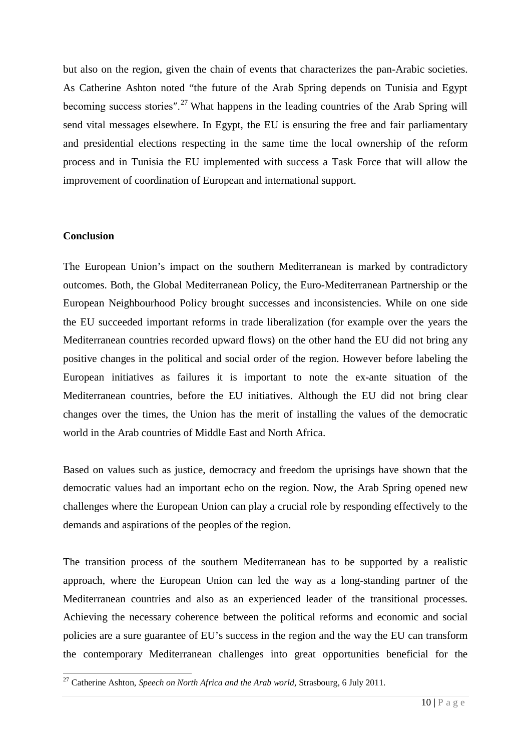but also on the region, given the chain of events that characterizes the pan-Arabic societies. As Catherine Ashton noted "the future of the Arab Spring depends on Tunisia and Egypt becoming success stories".[27] What happens in the leading countries of the Arab Spring will send vital messages elsewhere. In Egypt, the EU is ensuring the free and fair parliamentary and presidential elections respecting in the same time the local ownership of the reform process and in Tunisia the EU implemented with success a Task Force that will allow the improvement of coordination of European and international support.

**Conclusion**

The European Union's impact on the southern Mediterranean is marked by contradictory outcomes. Both, the Global Mediterranean Policy, the Euro-Mediterranean Partnership or the European Neighbourhood Policy brought successes and inconsistencies. While on one side the EU succeeded important reforms in trade liberalization (for example over the years the Mediterranean countries recorded upward flows) on the other hand the EU did not bring any positive changes in the political and social order of the region. However before labeling the European initiatives as failures it is important to note the ex-ante situation of the Mediterranean countries, before the EU initiatives. Although the EU did not bring clear changes over the times, the Union has the merit of installing the values of the democratic world in the Arab countries of Middle East and North Africa.

Based on values such as justice, democracy and freedom the uprisings have shown that the democratic values had an important echo on the region. Now, the Arab Spring opened new challenges where the European Union can play a crucial role by responding effectively to the demands and aspirations of the peoples of the region.

The transition process of the southern Mediterranean has to be supported by a realistic approach, where the European Union can led the way as a long-standing partner of the Mediterranean countries and also as an experienced leader of the transitional processes. Achieving the necessary coherence between the political reforms and economic and social policies are a sure guarantee of EU's success in the region and the way the EU can transform the contemporary Mediterranean challenges into great opportunities beneficial for the

[27] Catherine Ashton, *Speech on North Africa and the Arab world*, Strasbourg, 6 July 2011.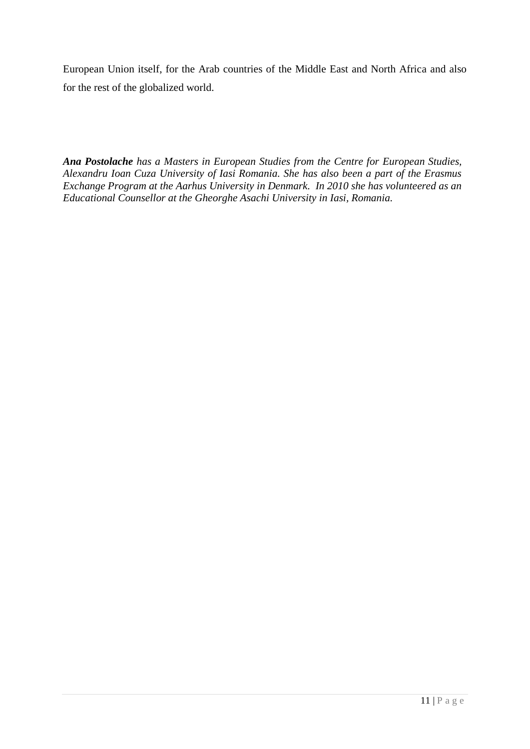European Union itself, for the Arab countries of the Middle East and North Africa and also for the rest of the globalized world.

***Ana Postolache*** *has a Masters in European Studies from the Centre for European Studies, Alexandru Ioan Cuza University of Iasi Romania. She has also been a part of the Erasmus Exchange Program at the Aarhus University in Denmark. In 2010 she has volunteered as an Educational Counsellor at the Gheorghe Asachi University in Iasi, Romania.*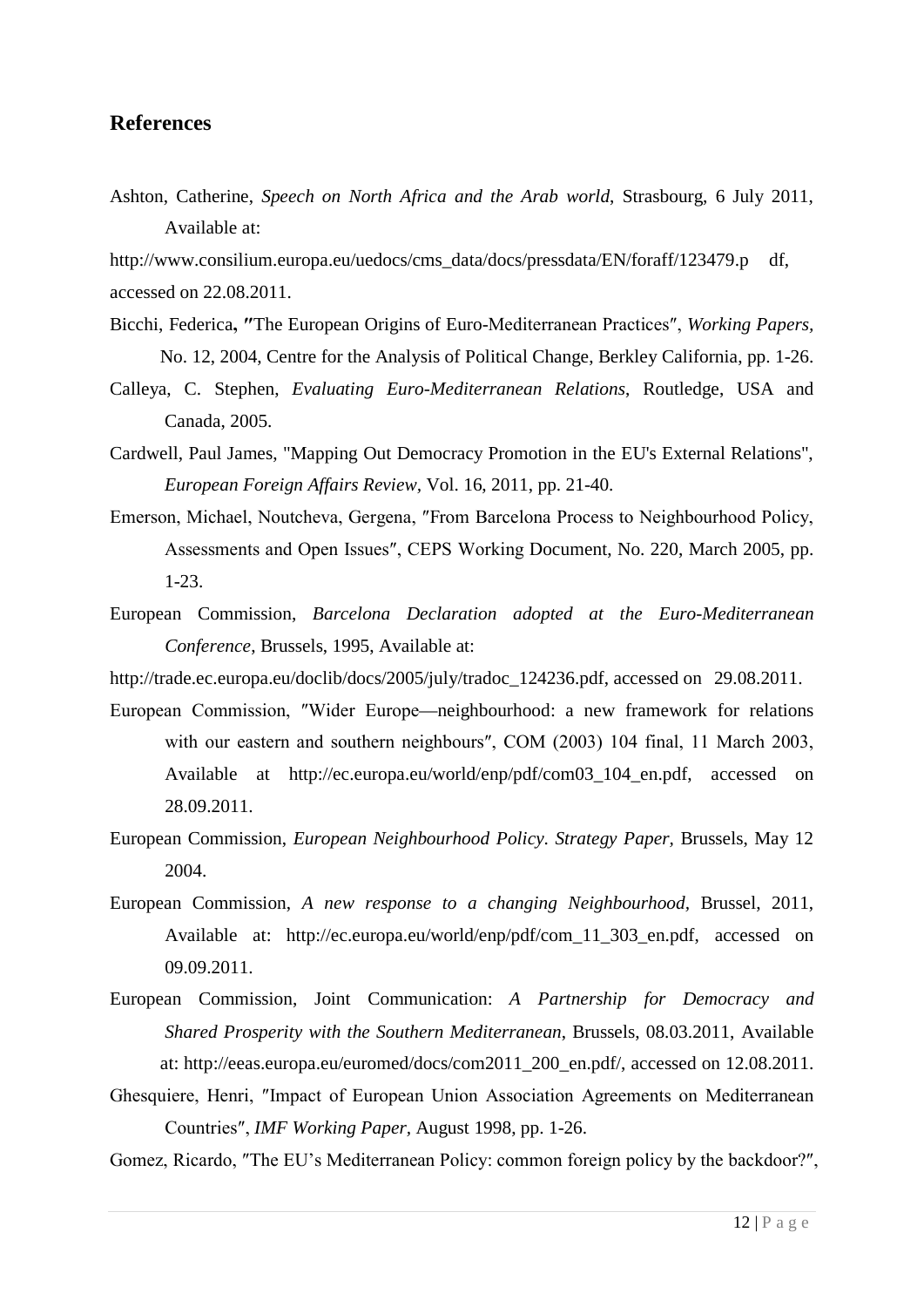## References

Ashton, Catherine, *Speech on North Africa and the Arab world*, Strasbourg, 6 July 2011, Available at:

http://www.consilium.europa.eu/uedocs/cms_data/docs/pressdata/EN/foraff/123479.p df, accessed on 22.08.2011.

Bicchi, Federica**, ″**The European Origins of Euro-Mediterranean Practices″, *Working Papers*, No. 12, 2004, Centre for the Analysis of Political Change, Berkley California, pp. 1-26.

Calleya, C. Stephen, *Evaluating Euro-Mediterranean Relations*, Routledge, USA and Canada, 2005.

Cardwell, Paul James, "Mapping Out Democracy Promotion in the EU's External Relations", *European Foreign Affairs Review,* Vol. 16, 2011, pp. 21-40.

Emerson, Michael, Noutcheva, Gergena, ″From Barcelona Process to Neighbourhood Policy, Assessments and Open Issues″, CEPS Working Document, No. 220, March 2005, pp. 1-23.

European Commission, *Barcelona Declaration adopted at the Euro-Mediterranean Conference*, Brussels, 1995, Available at:

http://trade.ec.europa.eu/doclib/docs/2005/july/tradoc_124236.pdf, accessed on 29.08.2011.

European Commission, ″Wider Europe—neighbourhood: a new framework for relations with our eastern and southern neighbours″, COM (2003) 104 final, 11 March 2003, Available at http://ec.europa.eu/world/enp/pdf/com03_104_en.pdf, accessed on 28.09.2011.

European Commission, *European Neighbourhood Policy. Strategy Paper,* Brussels, May 12 2004.

European Commission, *A new response to a changing Neighbourhood,* Brussel, 2011, Available at: http://ec.europa.eu/world/enp/pdf/com_11_303_en.pdf, accessed on 09.09.2011.

European Commission, Joint Communication: *A Partnership for Democracy and Shared Prosperity with the Southern Mediterranean*, Brussels, 08.03.2011, Available at: http://eeas.europa.eu/euromed/docs/com2011_200_en.pdf/, accessed on 12.08.2011.

Ghesquiere, Henri, ″Impact of European Union Association Agreements on Mediterranean Countries″, *IMF Working Paper,* August 1998, pp. 1-26.

Gomez, Ricardo, ″The EU's Mediterranean Policy: common foreign policy by the backdoor?″,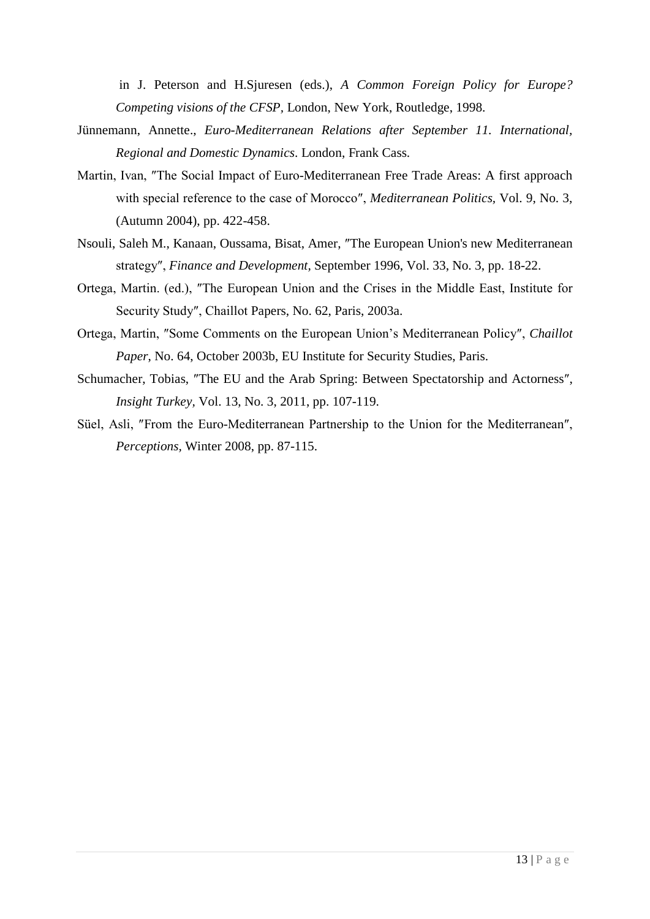in J. Peterson and H.Sjuresen (eds.), *A Common Foreign Policy for Europe? Competing visions of the CFSP*, London, New York, Routledge, 1998.

Jünnemann, Annette., *Euro-Mediterranean Relations after September 11. International, Regional and Domestic Dynamics*. London, Frank Cass.

Martin, Ivan, ″The Social Impact of Euro-Mediterranean Free Trade Areas: A first approach with special reference to the case of Morocco″, *Mediterranean Politics*, Vol. 9, No. 3, (Autumn 2004), pp. 422-458.

Nsouli, Saleh M., Kanaan, Oussama, Bisat, Amer, ″The European Union's new Mediterranean strategy″, *Finance and Development*, September 1996, Vol. 33, No. 3, pp. 18-22.

Ortega, Martin. (ed.), ″The European Union and the Crises in the Middle East, Institute for Security Study″, Chaillot Papers, No. 62, Paris, 2003a.

Ortega, Martin, ″Some Comments on the European Union's Mediterranean Policy″, *Chaillot Paper*, No. 64, October 2003b, EU Institute for Security Studies, Paris.

Schumacher, Tobias, ″The EU and the Arab Spring: Between Spectatorship and Actorness″, *Insight Turkey*, Vol. 13, No. 3, 2011, pp. 107-119.

Süel, Asli, ″From the Euro-Mediterranean Partnership to the Union for the Mediterranean″, *Perceptions*, Winter 2008, pp. 87-115.